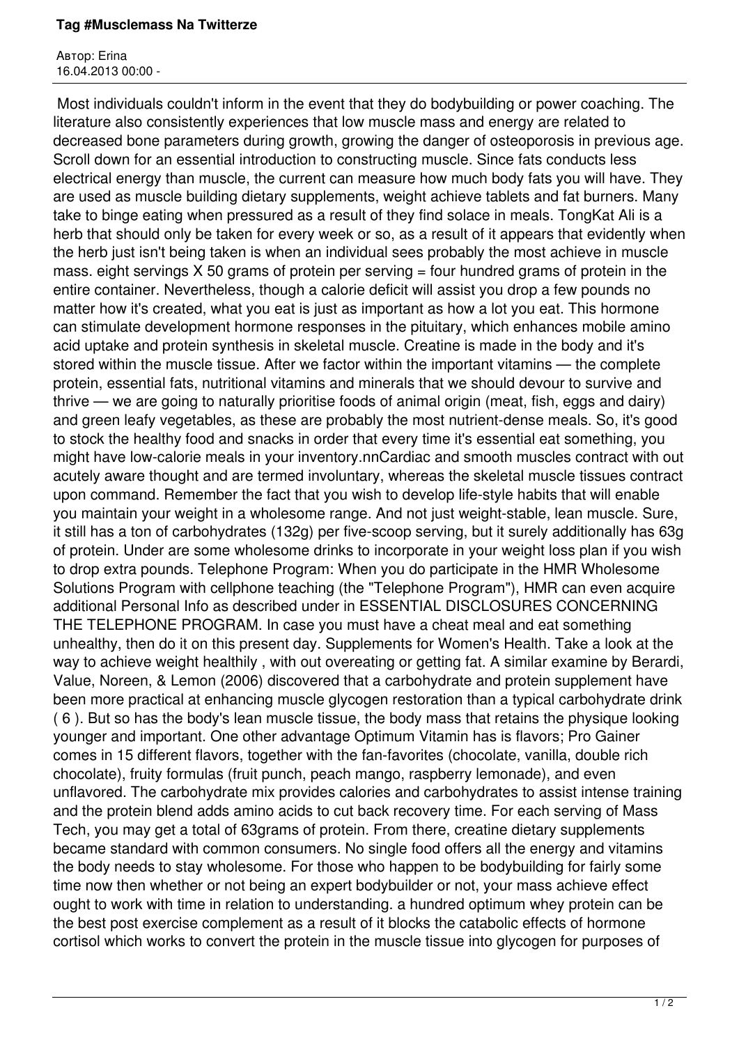# Tag #Musclemass Na Twitterze

Автор: Erina
16.04.2013 00:00 -

Most individuals couldn't inform in the event that they do bodybuilding or power coaching. The literature also consistently experiences that low muscle mass and energy are related to decreased bone parameters during growth, growing the danger of osteoporosis in previous age. Scroll down for an essential introduction to constructing muscle. Since fats conducts less electrical energy than muscle, the current can measure how much body fats you will have. They are used as muscle building dietary supplements, weight achieve tablets and fat burners. Many take to binge eating when pressured as a result of they find solace in meals. TongKat Ali is a herb that should only be taken for every week or so, as a result of it appears that evidently when the herb just isn't being taken is when an individual sees probably the most achieve in muscle mass. eight servings X 50 grams of protein per serving = four hundred grams of protein in the entire container. Nevertheless, though a calorie deficit will assist you drop a few pounds no matter how it's created, what you eat is just as important as how a lot you eat. This hormone can stimulate development hormone responses in the pituitary, which enhances mobile amino acid uptake and protein synthesis in skeletal muscle. Creatine is made in the body and it's stored within the muscle tissue. After we factor within the important vitamins — the complete protein, essential fats, nutritional vitamins and minerals that we should devour to survive and thrive — we are going to naturally prioritise foods of animal origin (meat, fish, eggs and dairy) and green leafy vegetables, as these are probably the most nutrient-dense meals. So, it's good to stock the healthy food and snacks in order that every time it's essential eat something, you might have low-calorie meals in your inventory.nnCardiac and smooth muscles contract with out acutely aware thought and are termed involuntary, whereas the skeletal muscle tissues contract upon command. Remember the fact that you wish to develop life-style habits that will enable you maintain your weight in a wholesome range. And not just weight-stable, lean muscle. Sure, it still has a ton of carbohydrates (132g) per five-scoop serving, but it surely additionally has 63g of protein. Under are some wholesome drinks to incorporate in your weight loss plan if you wish to drop extra pounds. Telephone Program: When you do participate in the HMR Wholesome Solutions Program with cellphone teaching (the "Telephone Program"), HMR can even acquire additional Personal Info as described under in ESSENTIAL DISCLOSURES CONCERNING THE TELEPHONE PROGRAM. In case you must have a cheat meal and eat something unhealthy, then do it on this present day. Supplements for Women's Health. Take a look at the way to achieve weight healthily , with out overeating or getting fat. A similar examine by Berardi, Value, Noreen, & Lemon (2006) discovered that a carbohydrate and protein supplement have been more practical at enhancing muscle glycogen restoration than a typical carbohydrate drink ( 6 ). But so has the body's lean muscle tissue, the body mass that retains the physique looking younger and important. One other advantage Optimum Vitamin has is flavors; Pro Gainer comes in 15 different flavors, together with the fan-favorites (chocolate, vanilla, double rich chocolate), fruity formulas (fruit punch, peach mango, raspberry lemonade), and even unflavored. The carbohydrate mix provides calories and carbohydrates to assist intense training and the protein blend adds amino acids to cut back recovery time. For each serving of Mass Tech, you may get a total of 63grams of protein. From there, creatine dietary supplements became standard with common consumers. No single food offers all the energy and vitamins the body needs to stay wholesome. For those who happen to be bodybuilding for fairly some time now then whether or not being an expert bodybuilder or not, your mass achieve effect ought to work with time in relation to understanding. a hundred optimum whey protein can be the best post exercise complement as a result of it blocks the catabolic effects of hormone cortisol which works to convert the protein in the muscle tissue into glycogen for purposes of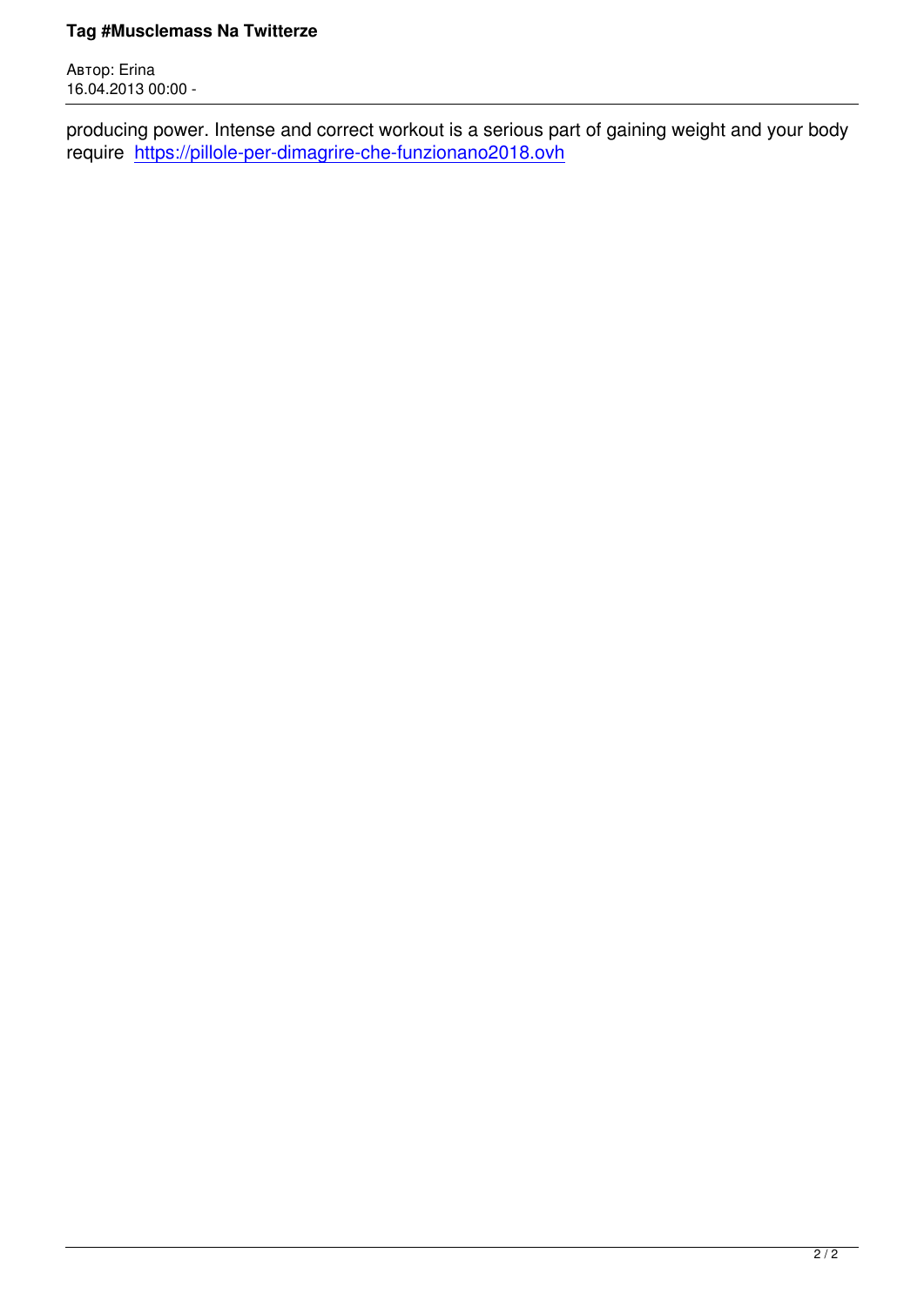producing power. Intense and correct workout is a serious part of gaining weight and your body require  https://pillole-per-dimagrire-che-funzionano2018.ovh